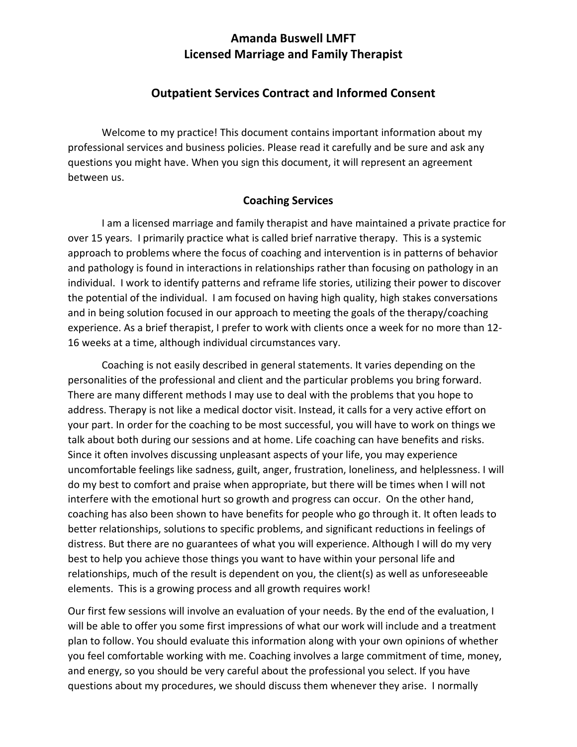# Amanda Buswell LMFT
# Licensed Marriage and Family Therapist

## Outpatient Services Contract and Informed Consent

Welcome to my practice! This document contains important information about my professional services and business policies. Please read it carefully and be sure and ask any questions you might have. When you sign this document, it will represent an agreement between us.

### Coaching Services

I am a licensed marriage and family therapist and have maintained a private practice for over 15 years. I primarily practice what is called brief narrative therapy. This is a systemic approach to problems where the focus of coaching and intervention is in patterns of behavior and pathology is found in interactions in relationships rather than focusing on pathology in an individual. I work to identify patterns and reframe life stories, utilizing their power to discover the potential of the individual. I am focused on having high quality, high stakes conversations and in being solution focused in our approach to meeting the goals of the therapy/coaching experience. As a brief therapist, I prefer to work with clients once a week for no more than 12-16 weeks at a time, although individual circumstances vary.

Coaching is not easily described in general statements. It varies depending on the personalities of the professional and client and the particular problems you bring forward. There are many different methods I may use to deal with the problems that you hope to address. Therapy is not like a medical doctor visit. Instead, it calls for a very active effort on your part. In order for the coaching to be most successful, you will have to work on things we talk about both during our sessions and at home. Life coaching can have benefits and risks. Since it often involves discussing unpleasant aspects of your life, you may experience uncomfortable feelings like sadness, guilt, anger, frustration, loneliness, and helplessness. I will do my best to comfort and praise when appropriate, but there will be times when I will not interfere with the emotional hurt so growth and progress can occur. On the other hand, coaching has also been shown to have benefits for people who go through it. It often leads to better relationships, solutions to specific problems, and significant reductions in feelings of distress. But there are no guarantees of what you will experience. Although I will do my very best to help you achieve those things you want to have within your personal life and relationships, much of the result is dependent on you, the client(s) as well as unforeseeable elements. This is a growing process and all growth requires work!

Our first few sessions will involve an evaluation of your needs. By the end of the evaluation, I will be able to offer you some first impressions of what our work will include and a treatment plan to follow. You should evaluate this information along with your own opinions of whether you feel comfortable working with me. Coaching involves a large commitment of time, money, and energy, so you should be very careful about the professional you select. If you have questions about my procedures, we should discuss them whenever they arise. I normally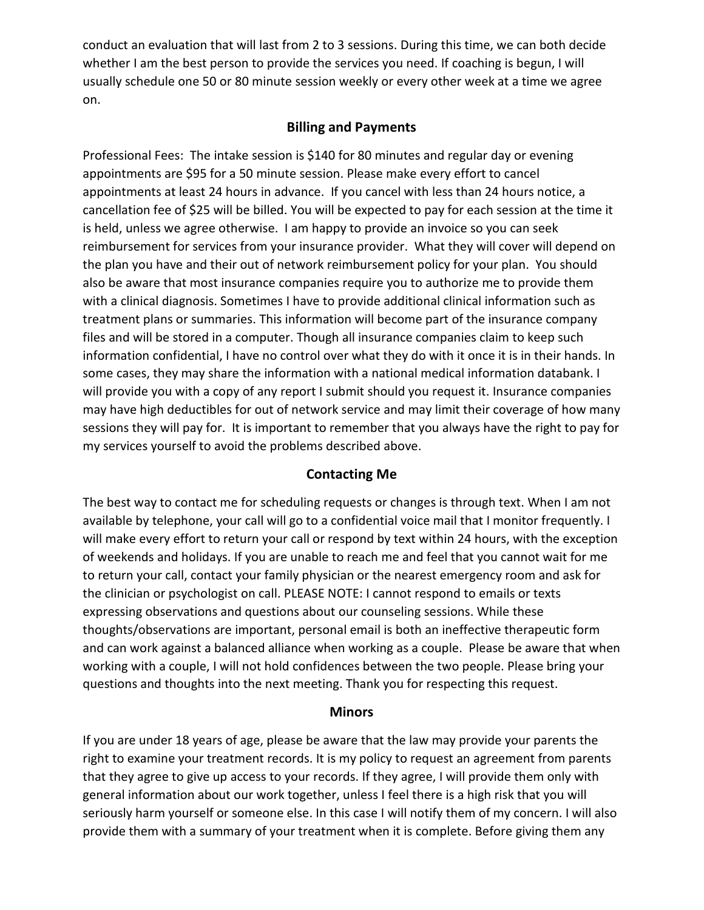conduct an evaluation that will last from 2 to 3 sessions. During this time, we can both decide whether I am the best person to provide the services you need. If coaching is begun, I will usually schedule one 50 or 80 minute session weekly or every other week at a time we agree on.

## Billing and Payments

Professional Fees: The intake session is $140 for 80 minutes and regular day or evening appointments are $95 for a 50 minute session. Please make every effort to cancel appointments at least 24 hours in advance. If you cancel with less than 24 hours notice, a cancellation fee of $25 will be billed. You will be expected to pay for each session at the time it is held, unless we agree otherwise. I am happy to provide an invoice so you can seek reimbursement for services from your insurance provider. What they will cover will depend on the plan you have and their out of network reimbursement policy for your plan. You should also be aware that most insurance companies require you to authorize me to provide them with a clinical diagnosis. Sometimes I have to provide additional clinical information such as treatment plans or summaries. This information will become part of the insurance company files and will be stored in a computer. Though all insurance companies claim to keep such information confidential, I have no control over what they do with it once it is in their hands. In some cases, they may share the information with a national medical information databank. I will provide you with a copy of any report I submit should you request it. Insurance companies may have high deductibles for out of network service and may limit their coverage of how many sessions they will pay for. It is important to remember that you always have the right to pay for my services yourself to avoid the problems described above.

## Contacting Me

The best way to contact me for scheduling requests or changes is through text. When I am not available by telephone, your call will go to a confidential voice mail that I monitor frequently. I will make every effort to return your call or respond by text within 24 hours, with the exception of weekends and holidays. If you are unable to reach me and feel that you cannot wait for me to return your call, contact your family physician or the nearest emergency room and ask for the clinician or psychologist on call. PLEASE NOTE: I cannot respond to emails or texts expressing observations and questions about our counseling sessions. While these thoughts/observations are important, personal email is both an ineffective therapeutic form and can work against a balanced alliance when working as a couple. Please be aware that when working with a couple, I will not hold confidences between the two people. Please bring your questions and thoughts into the next meeting. Thank you for respecting this request.

## Minors

If you are under 18 years of age, please be aware that the law may provide your parents the right to examine your treatment records. It is my policy to request an agreement from parents that they agree to give up access to your records. If they agree, I will provide them only with general information about our work together, unless I feel there is a high risk that you will seriously harm yourself or someone else. In this case I will notify them of my concern. I will also provide them with a summary of your treatment when it is complete. Before giving them any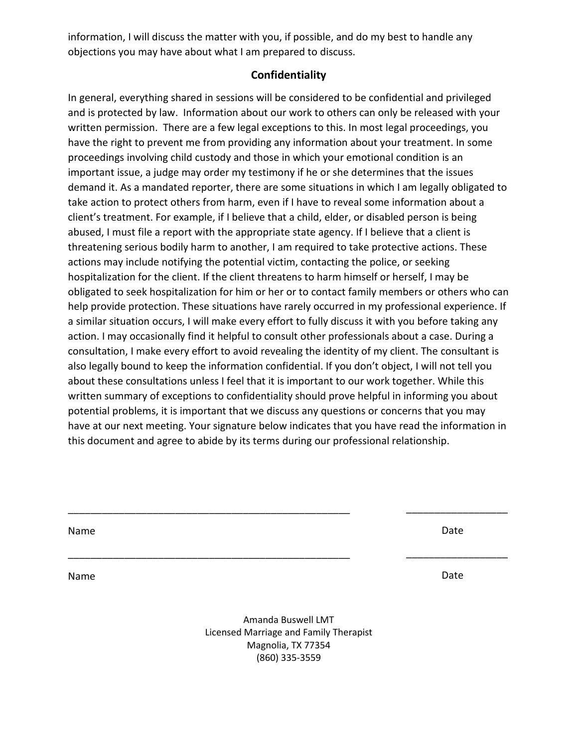information, I will discuss the matter with you, if possible, and do my best to handle any objections you may have about what I am prepared to discuss.

## Confidentiality

In general, everything shared in sessions will be considered to be confidential and privileged and is protected by law. Information about our work to others can only be released with your written permission. There are a few legal exceptions to this. In most legal proceedings, you have the right to prevent me from providing any information about your treatment. In some proceedings involving child custody and those in which your emotional condition is an important issue, a judge may order my testimony if he or she determines that the issues demand it. As a mandated reporter, there are some situations in which I am legally obligated to take action to protect others from harm, even if I have to reveal some information about a client's treatment. For example, if I believe that a child, elder, or disabled person is being abused, I must file a report with the appropriate state agency. If I believe that a client is threatening serious bodily harm to another, I am required to take protective actions. These actions may include notifying the potential victim, contacting the police, or seeking hospitalization for the client. If the client threatens to harm himself or herself, I may be obligated to seek hospitalization for him or her or to contact family members or others who can help provide protection. These situations have rarely occurred in my professional experience. If a similar situation occurs, I will make every effort to fully discuss it with you before taking any action. I may occasionally find it helpful to consult other professionals about a case. During a consultation, I make every effort to avoid revealing the identity of my client. The consultant is also legally bound to keep the information confidential. If you don't object, I will not tell you about these consultations unless I feel that it is important to our work together. While this written summary of exceptions to confidentiality should prove helpful in informing you about potential problems, it is important that we discuss any questions or concerns that you may have at our next meeting. Your signature below indicates that you have read the information in this document and agree to abide by its terms during our professional relationship.

\_\_\_\_\_\_\_\_\_\_\_\_\_\_\_\_\_\_\_\_\_\_\_\_\_\_\_\_\_\_\_\_\_\_\_\_\_\_\_\_\_\_\_\_\_\_\_\_ \_\_\_\_\_\_\_\_\_\_\_\_\_\_\_\_\_\_

Name Date

\_\_\_\_\_\_\_\_\_\_\_\_\_\_\_\_\_\_\_\_\_\_\_\_\_\_\_\_\_\_\_\_\_\_\_\_\_\_\_\_\_\_\_\_\_\_\_\_ \_\_\_\_\_\_\_\_\_\_\_\_\_\_\_\_\_\_

Name Date

Amanda Buswell LMT
Licensed Marriage and Family Therapist
Magnolia, TX 77354
(860) 335-3559